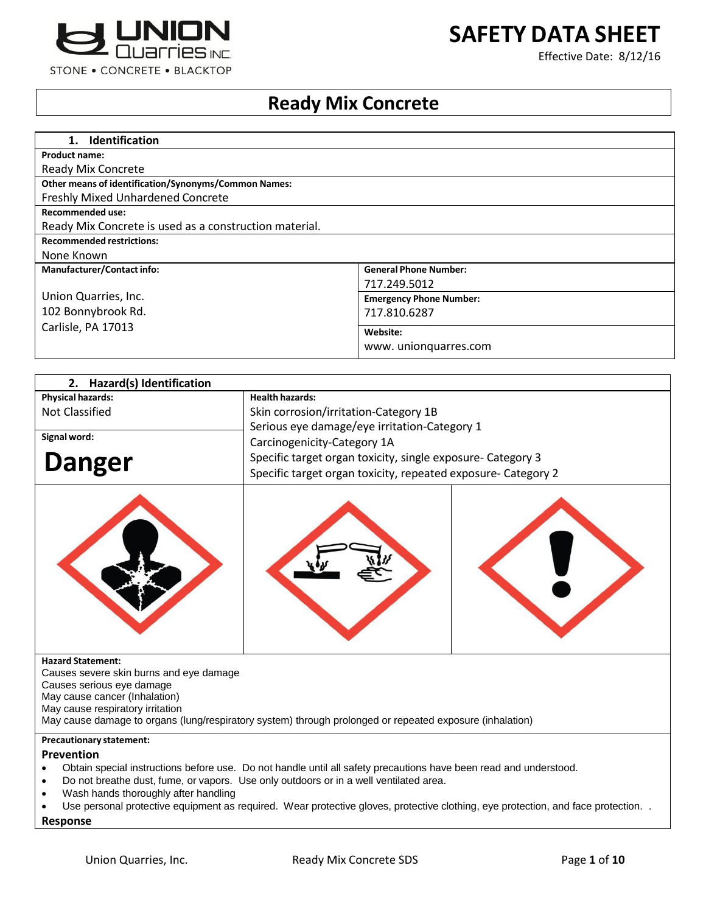# SAFETY DATA SHEET

Effective Date: 8/12/16

Union Quarries Inc. — STONE • CONCRETE • BLACKTOP

## Ready Mix Concrete

### 1. Identification

**Product name:**
Ready Mix Concrete

**Other means of identification/Synonyms/Common Names:**
Freshly Mixed Unhardened Concrete

**Recommended use:**
Ready Mix Concrete is used as a construction material.

**Recommended restrictions:**
None Known

| Manufacturer/Contact info: | |
|---|---|
| Union Quarries, Inc.<br>102 Bonnybrook Rd.<br>Carlisle, PA 17013 | **General Phone Number:** 717.249.5012<br>**Emergency Phone Number:** 717.810.6287<br>**Website:** www. unionquarres.com |

### 2. Hazard(s) Identification

| Physical hazards: | Health hazards: |
|---|---|
| Not Classified | Skin corrosion/irritation-Category 1B<br>Serious eye damage/eye irritation-Category 1<br>Carcinogenicity-Category 1A<br>Specific target organ toxicity, single exposure- Category 3<br>Specific target organ toxicity, repeated exposure- Category 2 |

**Signal word:**

**Danger**

**Hazard Statement:**
Causes severe skin burns and eye damage
Causes serious eye damage
May cause cancer (Inhalation)
May cause respiratory irritation
May cause damage to organs (lung/respiratory system) through prolonged or repeated exposure (inhalation)

**Precautionary statement:**

**Prevention**

- Obtain special instructions before use. Do not handle until all safety precautions have been read and understood.
- Do not breathe dust, fume, or vapors. Use only outdoors or in a well ventilated area.
- Wash hands thoroughly after handling
- Use personal protective equipment as required. Wear protective gloves, protective clothing, eye protection, and face protection. .

**Response**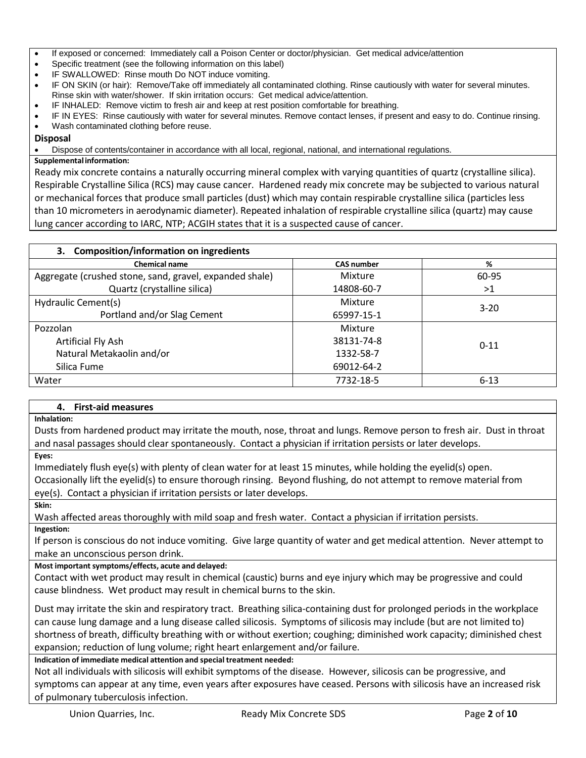- If exposed or concerned: Immediately call a Poison Center or doctor/physician. Get medical advice/attention
- Specific treatment (see the following information on this label)
- IF SWALLOWED: Rinse mouth Do NOT induce vomiting.
- IF ON SKIN (or hair): Remove/Take off immediately all contaminated clothing. Rinse cautiously with water for several minutes. Rinse skin with water/shower. If skin irritation occurs: Get medical advice/attention.
- IF INHALED: Remove victim to fresh air and keep at rest position comfortable for breathing.
- IF IN EYES: Rinse cautiously with water for several minutes. Remove contact lenses, if present and easy to do. Continue rinsing.
- Wash contaminated clothing before reuse.

**Disposal**

- Dispose of contents/container in accordance with all local, regional, national, and international regulations.

**Supplemental information:**

Ready mix concrete contains a naturally occurring mineral complex with varying quantities of quartz (crystalline silica). Respirable Crystalline Silica (RCS) may cause cancer. Hardened ready mix concrete may be subjected to various natural or mechanical forces that produce small particles (dust) which may contain respirable crystalline silica (particles less than 10 micrometers in aerodynamic diameter). Repeated inhalation of respirable crystalline silica (quartz) may cause lung cancer according to IARC, NTP; ACGIH states that it is a suspected cause of cancer.

## 3. Composition/information on ingredients

| Chemical name | CAS number | % |
|---|---|---|
| Aggregate (crushed stone, sand, gravel, expanded shale) | Mixture | 60-95 |
| Quartz (crystalline silica) | 14808-60-7 | >1 |
| Hydraulic Cement(s) | Mixture | 3-20 |
| Portland and/or Slag Cement | 65997-15-1 | |
| Pozzolan | Mixture | 0-11 |
| Artificial Fly Ash | 38131-74-8 | |
| Natural Metakaolin and/or | 1332-58-7 | |
| Silica Fume | 69012-64-2 | |
| Water | 7732-18-5 | 6-13 |

## 4. First-aid measures

**Inhalation:**

Dusts from hardened product may irritate the mouth, nose, throat and lungs. Remove person to fresh air. Dust in throat and nasal passages should clear spontaneously. Contact a physician if irritation persists or later develops.

**Eyes:**

Immediately flush eye(s) with plenty of clean water for at least 15 minutes, while holding the eyelid(s) open. Occasionally lift the eyelid(s) to ensure thorough rinsing. Beyond flushing, do not attempt to remove material from eye(s). Contact a physician if irritation persists or later develops.

**Skin:**

Wash affected areas thoroughly with mild soap and fresh water. Contact a physician if irritation persists.

**Ingestion:**

If person is conscious do not induce vomiting. Give large quantity of water and get medical attention. Never attempt to make an unconscious person drink.

**Most important symptoms/effects, acute and delayed:**

Contact with wet product may result in chemical (caustic) burns and eye injury which may be progressive and could cause blindness. Wet product may result in chemical burns to the skin.

Dust may irritate the skin and respiratory tract. Breathing silica-containing dust for prolonged periods in the workplace can cause lung damage and a lung disease called silicosis. Symptoms of silicosis may include (but are not limited to) shortness of breath, difficulty breathing with or without exertion; coughing; diminished work capacity; diminished chest expansion; reduction of lung volume; right heart enlargement and/or failure.

**Indication of immediate medical attention and special treatment needed:**

Not all individuals with silicosis will exhibit symptoms of the disease. However, silicosis can be progressive, and symptoms can appear at any time, even years after exposures have ceased. Persons with silicosis have an increased risk of pulmonary tuberculosis infection.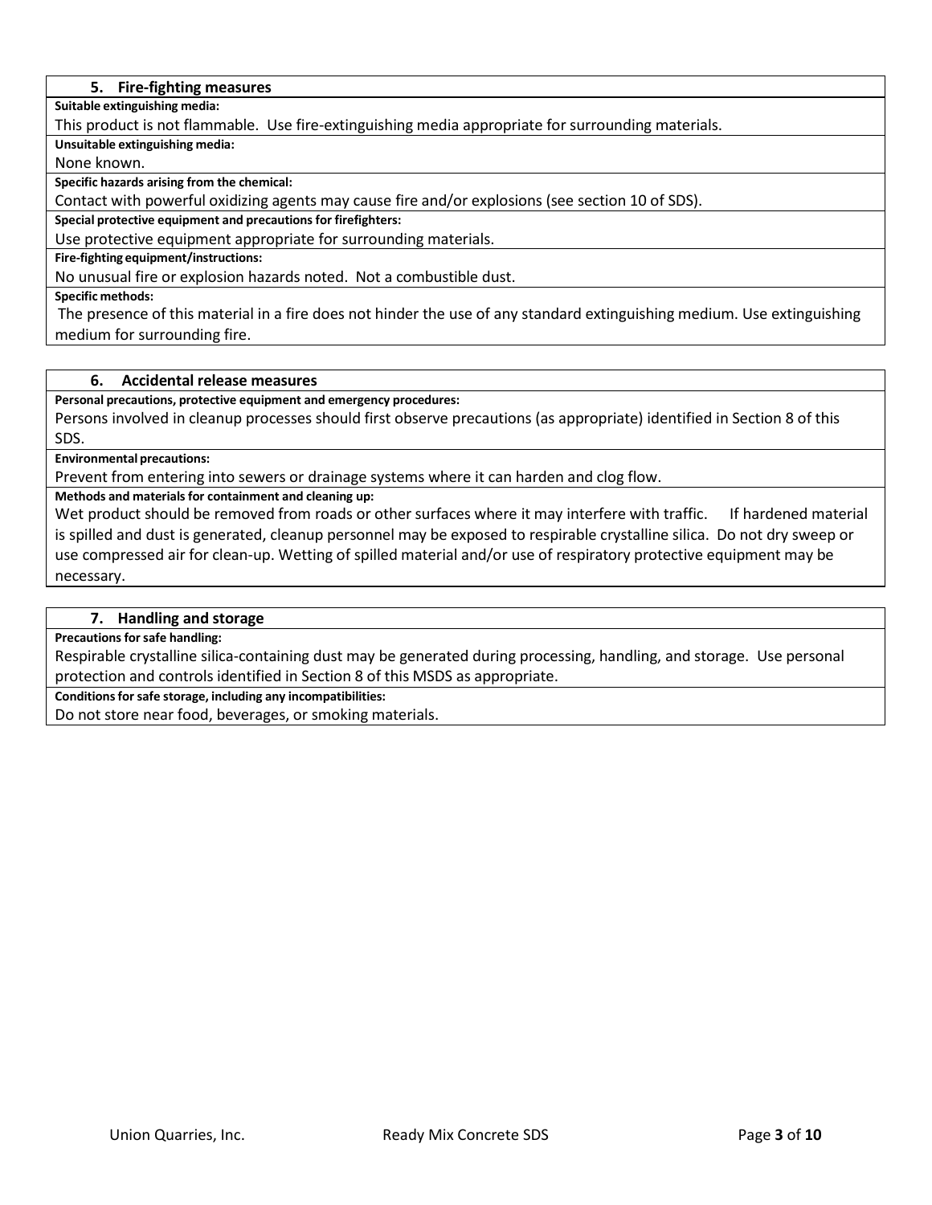## 5. Fire-fighting measures

**Suitable extinguishing media:**

This product is not flammable. Use fire-extinguishing media appropriate for surrounding materials.

**Unsuitable extinguishing media:**

None known.

**Specific hazards arising from the chemical:**

Contact with powerful oxidizing agents may cause fire and/or explosions (see section 10 of SDS).

**Special protective equipment and precautions for firefighters:**

Use protective equipment appropriate for surrounding materials.

**Fire-fighting equipment/instructions:**

No unusual fire or explosion hazards noted. Not a combustible dust.

**Specific methods:**

The presence of this material in a fire does not hinder the use of any standard extinguishing medium. Use extinguishing medium for surrounding fire.

## 6. Accidental release measures

**Personal precautions, protective equipment and emergency procedures:**

Persons involved in cleanup processes should first observe precautions (as appropriate) identified in Section 8 of this SDS.

**Environmental precautions:**

Prevent from entering into sewers or drainage systems where it can harden and clog flow.

**Methods and materials for containment and cleaning up:**

Wet product should be removed from roads or other surfaces where it may interfere with traffic. If hardened material is spilled and dust is generated, cleanup personnel may be exposed to respirable crystalline silica. Do not dry sweep or use compressed air for clean-up. Wetting of spilled material and/or use of respiratory protective equipment may be necessary.

## 7. Handling and storage

**Precautions for safe handling:**

Respirable crystalline silica-containing dust may be generated during processing, handling, and storage. Use personal protection and controls identified in Section 8 of this MSDS as appropriate.

**Conditions for safe storage, including any incompatibilities:**

Do not store near food, beverages, or smoking materials.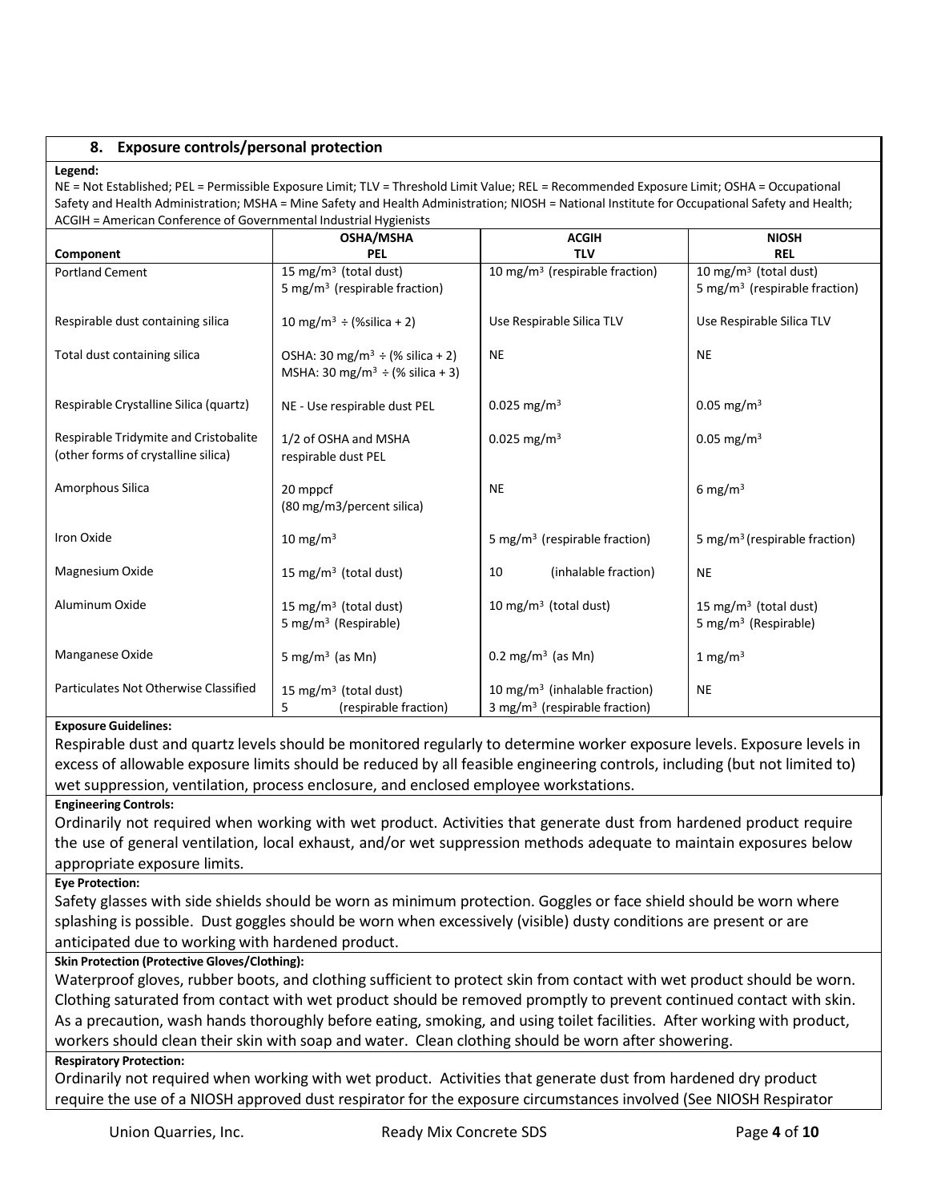## 8. Exposure controls/personal protection

**Legend:**

NE = Not Established; PEL = Permissible Exposure Limit; TLV = Threshold Limit Value; REL = Recommended Exposure Limit; OSHA = Occupational Safety and Health Administration; MSHA = Mine Safety and Health Administration; NIOSH = National Institute for Occupational Safety and Health; ACGIH = American Conference of Governmental Industrial Hygienists

| Component | OSHA/MSHA PEL | ACGIH TLV | NIOSH REL |
|---|---|---|---|
| Portland Cement | 15 mg/m$^3$ (total dust)<br>5 mg/m$^3$ (respirable fraction) | 10 mg/m$^3$ (respirable fraction) | 10 mg/m$^3$ (total dust)<br>5 mg/m$^3$ (respirable fraction) |
| Respirable dust containing silica | 10 mg/m$^3$ ÷ (%silica + 2) | Use Respirable Silica TLV | Use Respirable Silica TLV |
| Total dust containing silica | OSHA: 30 mg/m$^3$ ÷ (% silica + 2)<br>MSHA: 30 mg/m$^3$ ÷ (% silica + 3) | NE | NE |
| Respirable Crystalline Silica (quartz) | NE - Use respirable dust PEL | 0.025 mg/m$^3$ | 0.05 mg/m$^3$ |
| Respirable Tridymite and Cristobalite (other forms of crystalline silica) | 1/2 of OSHA and MSHA respirable dust PEL | 0.025 mg/m$^3$ | 0.05 mg/m$^3$ |
| Amorphous Silica | 20 mppcf<br>(80 mg/m3/percent silica) | NE | 6 mg/m$^3$ |
| Iron Oxide | 10 mg/m$^3$ | 5 mg/m$^3$ (respirable fraction) | 5 mg/m$^3$ (respirable fraction) |
| Magnesium Oxide | 15 mg/m$^3$ (total dust) | 10 (inhalable fraction) | NE |
| Aluminum Oxide | 15 mg/m$^3$ (total dust)<br>5 mg/m$^3$ (Respirable) | 10 mg/m$^3$ (total dust) | 15 mg/m$^3$ (total dust)<br>5 mg/m$^3$ (Respirable) |
| Manganese Oxide | 5 mg/m$^3$ (as Mn) | 0.2 mg/m$^3$ (as Mn) | 1 mg/m$^3$ |
| Particulates Not Otherwise Classified | 15 mg/m$^3$ (total dust)<br>5 (respirable fraction) | 10 mg/m$^3$ (inhalable fraction)<br>3 mg/m$^3$ (respirable fraction) | NE |

**Exposure Guidelines:**

Respirable dust and quartz levels should be monitored regularly to determine worker exposure levels. Exposure levels in excess of allowable exposure limits should be reduced by all feasible engineering controls, including (but not limited to) wet suppression, ventilation, process enclosure, and enclosed employee workstations.

**Engineering Controls:**

Ordinarily not required when working with wet product. Activities that generate dust from hardened product require the use of general ventilation, local exhaust, and/or wet suppression methods adequate to maintain exposures below appropriate exposure limits.

**Eye Protection:**

Safety glasses with side shields should be worn as minimum protection. Goggles or face shield should be worn where splashing is possible. Dust goggles should be worn when excessively (visible) dusty conditions are present or are anticipated due to working with hardened product.

**Skin Protection (Protective Gloves/Clothing):**

Waterproof gloves, rubber boots, and clothing sufficient to protect skin from contact with wet product should be worn. Clothing saturated from contact with wet product should be removed promptly to prevent continued contact with skin. As a precaution, wash hands thoroughly before eating, smoking, and using toilet facilities. After working with product, workers should clean their skin with soap and water. Clean clothing should be worn after showering.

**Respiratory Protection:**

Ordinarily not required when working with wet product. Activities that generate dust from hardened dry product require the use of a NIOSH approved dust respirator for the exposure circumstances involved (See NIOSH Respirator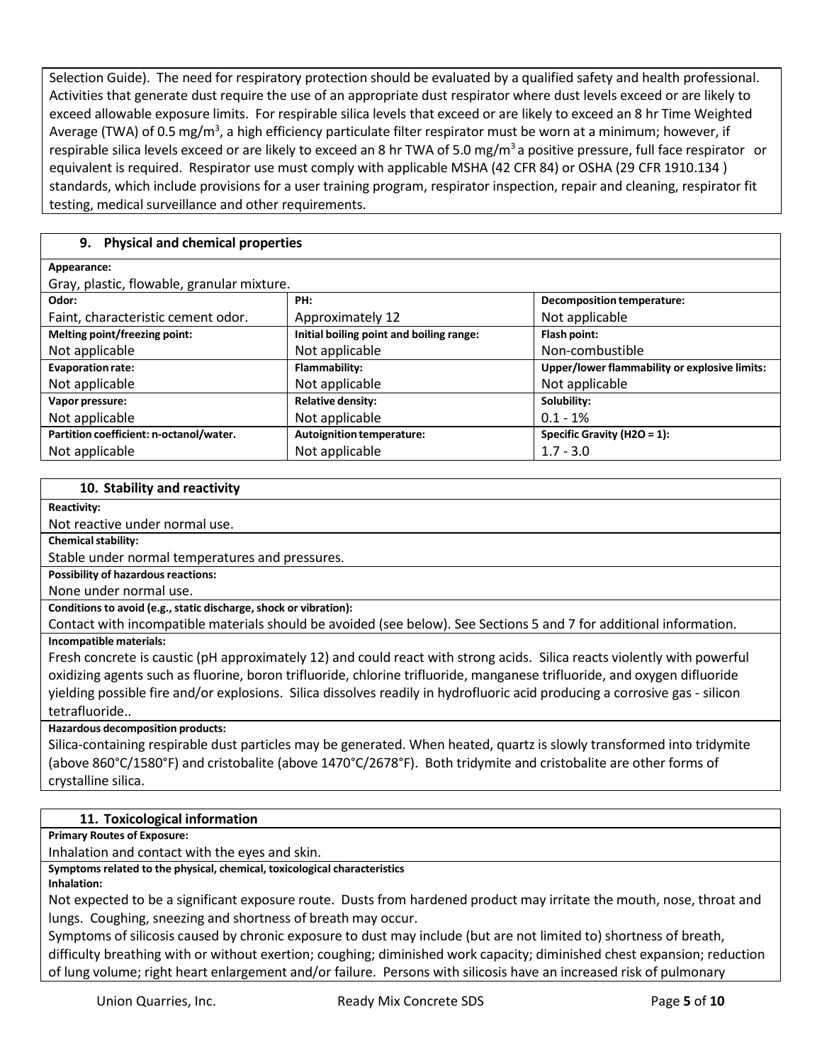Selection Guide). The need for respiratory protection should be evaluated by a qualified safety and health professional. Activities that generate dust require the use of an appropriate dust respirator where dust levels exceed or are likely to exceed allowable exposure limits. For respirable silica levels that exceed or are likely to exceed an 8 hr Time Weighted Average (TWA) of 0.5 mg/m$^3$, a high efficiency particulate filter respirator must be worn at a minimum; however, if respirable silica levels exceed or are likely to exceed an 8 hr TWA of 5.0 mg/m$^3$ a positive pressure, full face respirator or equivalent is required. Respirator use must comply with applicable MSHA (42 CFR 84) or OSHA (29 CFR 1910.134 ) standards, which include provisions for a user training program, respirator inspection, repair and cleaning, respirator fit testing, medical surveillance and other requirements.

## 9. Physical and chemical properties

**Appearance:**

Gray, plastic, flowable, granular mixture.

| **Odor:** | **PH:** | **Decomposition temperature:** |
|---|---|---|
| Faint, characteristic cement odor. | Approximately 12 | Not applicable |
| **Melting point/freezing point:** | **Initial boiling point and boiling range:** | **Flash point:** |
| Not applicable | Not applicable | Non-combustible |
| **Evaporation rate:** | **Flammability:** | **Upper/lower flammability or explosive limits:** |
| Not applicable | Not applicable | Not applicable |
| **Vapor pressure:** | **Relative density:** | **Solubility:** |
| Not applicable | Not applicable | 0.1 - 1% |
| **Partition coefficient: n-octanol/water.** | **Autoignition temperature:** | **Specific Gravity (H2O = 1):** |
| Not applicable | Not applicable | 1.7 - 3.0 |

## 10. Stability and reactivity

**Reactivity:**

Not reactive under normal use.

**Chemical stability:**

Stable under normal temperatures and pressures.

**Possibility of hazardous reactions:**

None under normal use.

**Conditions to avoid (e.g., static discharge, shock or vibration):**

Contact with incompatible materials should be avoided (see below). See Sections 5 and 7 for additional information.

**Incompatible materials:**

Fresh concrete is caustic (pH approximately 12) and could react with strong acids. Silica reacts violently with powerful oxidizing agents such as fluorine, boron trifluoride, chlorine trifluoride, manganese trifluoride, and oxygen difluoride yielding possible fire and/or explosions. Silica dissolves readily in hydrofluoric acid producing a corrosive gas - silicon tetrafluoride..

**Hazardous decomposition products:**

Silica-containing respirable dust particles may be generated. When heated, quartz is slowly transformed into tridymite (above 860°C/1580°F) and cristobalite (above 1470°C/2678°F). Both tridymite and cristobalite are other forms of crystalline silica.

## 11. Toxicological information

**Primary Routes of Exposure:**

Inhalation and contact with the eyes and skin.

**Symptoms related to the physical, chemical, toxicological characteristics**

**Inhalation:**

Not expected to be a significant exposure route. Dusts from hardened product may irritate the mouth, nose, throat and lungs. Coughing, sneezing and shortness of breath may occur.

Symptoms of silicosis caused by chronic exposure to dust may include (but are not limited to) shortness of breath, difficulty breathing with or without exertion; coughing; diminished work capacity; diminished chest expansion; reduction of lung volume; right heart enlargement and/or failure. Persons with silicosis have an increased risk of pulmonary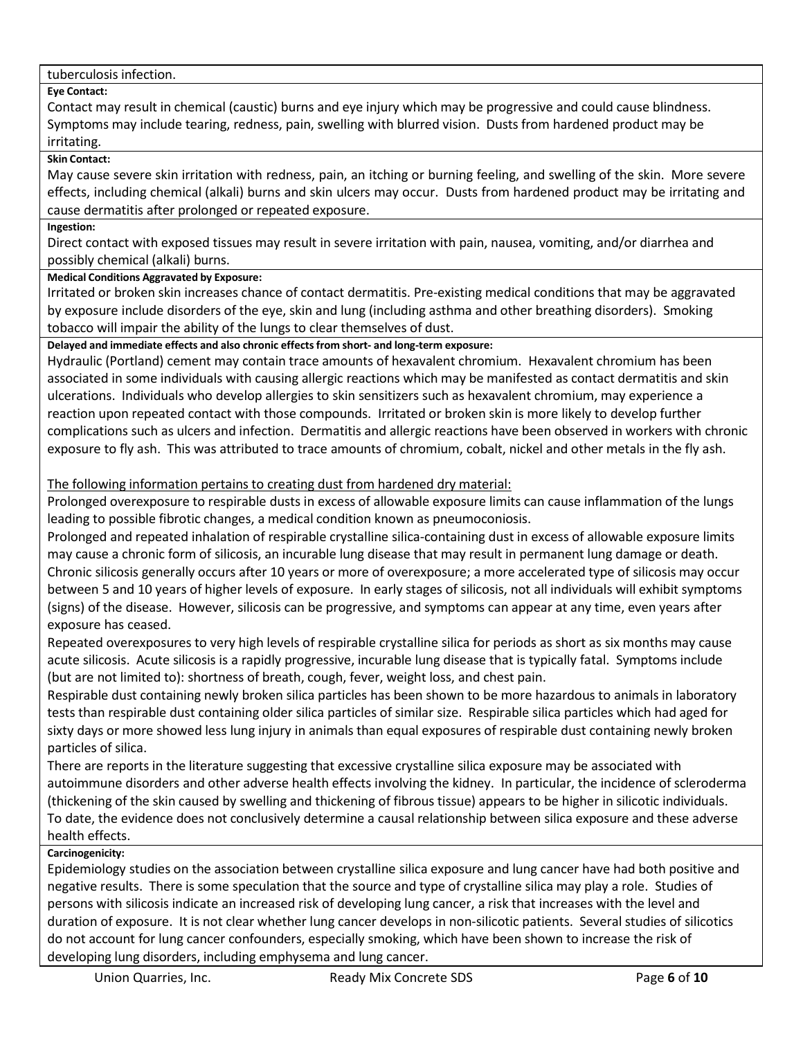tuberculosis infection.

**Eye Contact:**

Contact may result in chemical (caustic) burns and eye injury which may be progressive and could cause blindness. Symptoms may include tearing, redness, pain, swelling with blurred vision. Dusts from hardened product may be irritating.

**Skin Contact:**

May cause severe skin irritation with redness, pain, an itching or burning feeling, and swelling of the skin. More severe effects, including chemical (alkali) burns and skin ulcers may occur. Dusts from hardened product may be irritating and cause dermatitis after prolonged or repeated exposure.

**Ingestion:**

Direct contact with exposed tissues may result in severe irritation with pain, nausea, vomiting, and/or diarrhea and possibly chemical (alkali) burns.

**Medical Conditions Aggravated by Exposure:**

Irritated or broken skin increases chance of contact dermatitis. Pre-existing medical conditions that may be aggravated by exposure include disorders of the eye, skin and lung (including asthma and other breathing disorders). Smoking tobacco will impair the ability of the lungs to clear themselves of dust.

**Delayed and immediate effects and also chronic effects from short- and long-term exposure:**

Hydraulic (Portland) cement may contain trace amounts of hexavalent chromium. Hexavalent chromium has been associated in some individuals with causing allergic reactions which may be manifested as contact dermatitis and skin ulcerations. Individuals who develop allergies to skin sensitizers such as hexavalent chromium, may experience a reaction upon repeated contact with those compounds. Irritated or broken skin is more likely to develop further complications such as ulcers and infection. Dermatitis and allergic reactions have been observed in workers with chronic exposure to fly ash. This was attributed to trace amounts of chromium, cobalt, nickel and other metals in the fly ash.

<u>The following information pertains to creating dust from hardened dry material:</u>

Prolonged overexposure to respirable dusts in excess of allowable exposure limits can cause inflammation of the lungs leading to possible fibrotic changes, a medical condition known as pneumoconiosis.

Prolonged and repeated inhalation of respirable crystalline silica-containing dust in excess of allowable exposure limits may cause a chronic form of silicosis, an incurable lung disease that may result in permanent lung damage or death. Chronic silicosis generally occurs after 10 years or more of overexposure; a more accelerated type of silicosis may occur between 5 and 10 years of higher levels of exposure. In early stages of silicosis, not all individuals will exhibit symptoms (signs) of the disease. However, silicosis can be progressive, and symptoms can appear at any time, even years after exposure has ceased.

Repeated overexposures to very high levels of respirable crystalline silica for periods as short as six months may cause acute silicosis. Acute silicosis is a rapidly progressive, incurable lung disease that is typically fatal. Symptoms include (but are not limited to): shortness of breath, cough, fever, weight loss, and chest pain.

Respirable dust containing newly broken silica particles has been shown to be more hazardous to animals in laboratory tests than respirable dust containing older silica particles of similar size. Respirable silica particles which had aged for sixty days or more showed less lung injury in animals than equal exposures of respirable dust containing newly broken particles of silica.

There are reports in the literature suggesting that excessive crystalline silica exposure may be associated with autoimmune disorders and other adverse health effects involving the kidney. In particular, the incidence of scleroderma (thickening of the skin caused by swelling and thickening of fibrous tissue) appears to be higher in silicotic individuals. To date, the evidence does not conclusively determine a causal relationship between silica exposure and these adverse health effects.

**Carcinogenicity:**

Epidemiology studies on the association between crystalline silica exposure and lung cancer have had both positive and negative results. There is some speculation that the source and type of crystalline silica may play a role. Studies of persons with silicosis indicate an increased risk of developing lung cancer, a risk that increases with the level and duration of exposure. It is not clear whether lung cancer develops in non-silicotic patients. Several studies of silicotics do not account for lung cancer confounders, especially smoking, which have been shown to increase the risk of developing lung disorders, including emphysema and lung cancer.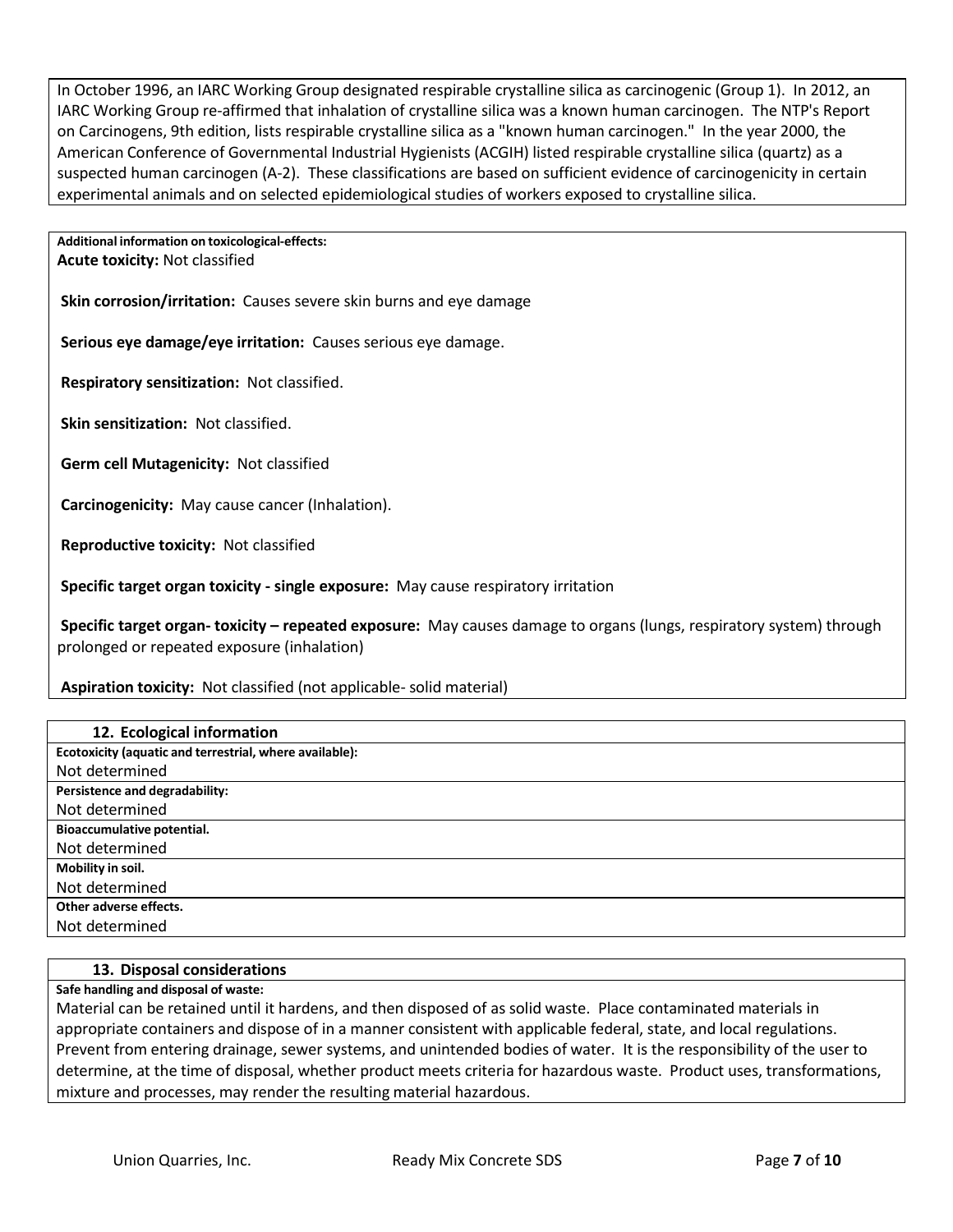In October 1996, an IARC Working Group designated respirable crystalline silica as carcinogenic (Group 1). In 2012, an IARC Working Group re-affirmed that inhalation of crystalline silica was a known human carcinogen. The NTP's Report on Carcinogens, 9th edition, lists respirable crystalline silica as a "known human carcinogen." In the year 2000, the American Conference of Governmental Industrial Hygienists (ACGIH) listed respirable crystalline silica (quartz) as a suspected human carcinogen (A-2). These classifications are based on sufficient evidence of carcinogenicity in certain experimental animals and on selected epidemiological studies of workers exposed to crystalline silica.

**Additional information on toxicological-effects:**

**Acute toxicity:** Not classified

**Skin corrosion/irritation:** Causes severe skin burns and eye damage

**Serious eye damage/eye irritation:** Causes serious eye damage.

**Respiratory sensitization:** Not classified.

**Skin sensitization:** Not classified.

**Germ cell Mutagenicity:** Not classified

**Carcinogenicity:** May cause cancer (Inhalation).

**Reproductive toxicity:** Not classified

**Specific target organ toxicity - single exposure:** May cause respiratory irritation

**Specific target organ- toxicity – repeated exposure:** May causes damage to organs (lungs, respiratory system) through prolonged or repeated exposure (inhalation)

**Aspiration toxicity:** Not classified (not applicable- solid material)

## 12. Ecological information

**Ecotoxicity (aquatic and terrestrial, where available):**
Not determined

**Persistence and degradability:**
Not determined

**Bioaccumulative potential.**
Not determined

**Mobility in soil.**
Not determined

**Other adverse effects.**
Not determined

## 13. Disposal considerations

**Safe handling and disposal of waste:**
Material can be retained until it hardens, and then disposed of as solid waste. Place contaminated materials in appropriate containers and dispose of in a manner consistent with applicable federal, state, and local regulations. Prevent from entering drainage, sewer systems, and unintended bodies of water. It is the responsibility of the user to determine, at the time of disposal, whether product meets criteria for hazardous waste. Product uses, transformations, mixture and processes, may render the resulting material hazardous.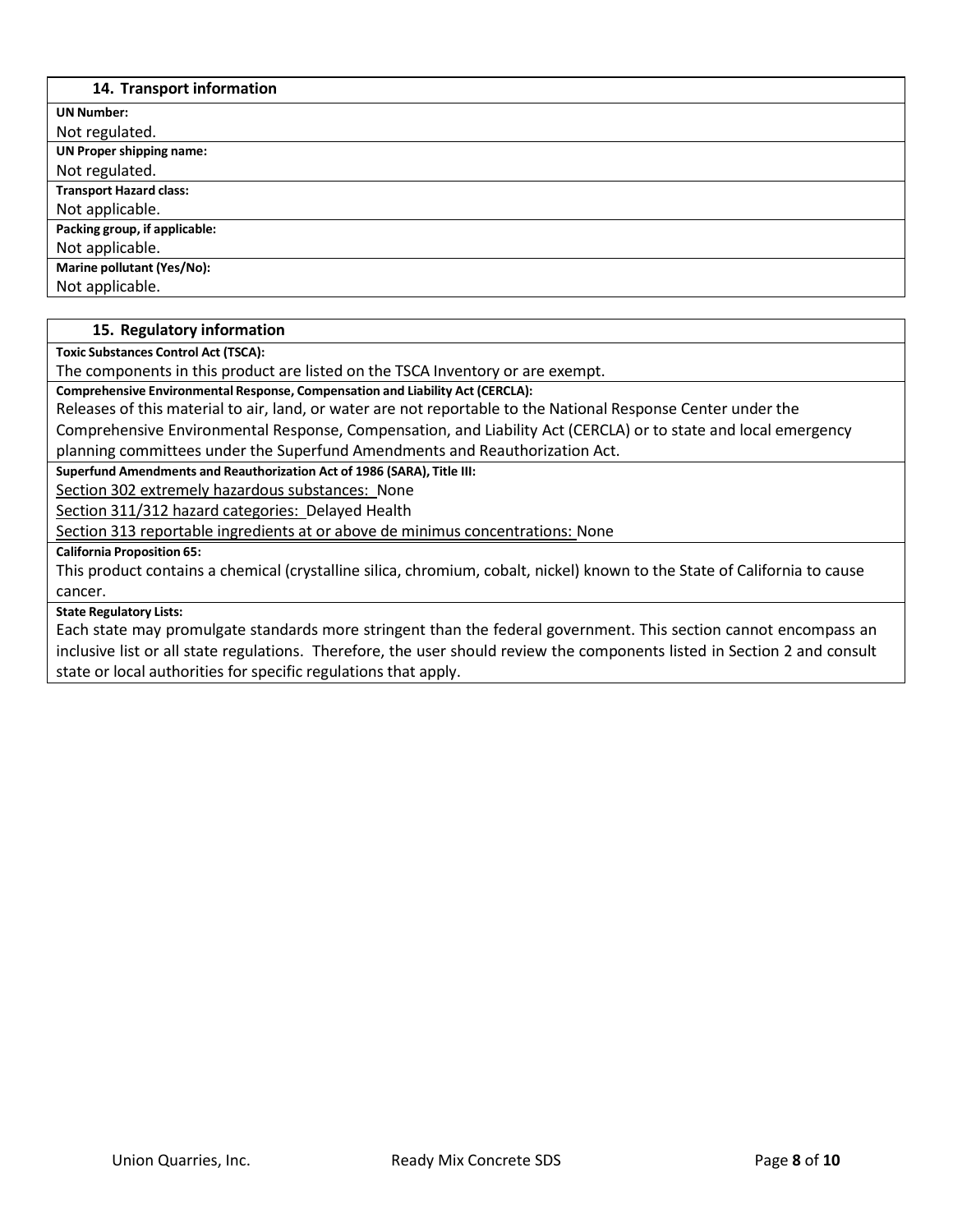## 14. Transport information

**UN Number:**

Not regulated.

**UN Proper shipping name:**

Not regulated.

**Transport Hazard class:**

Not applicable.

**Packing group, if applicable:**

Not applicable.

**Marine pollutant (Yes/No):**

Not applicable.

## 15. Regulatory information

**Toxic Substances Control Act (TSCA):**

The components in this product are listed on the TSCA Inventory or are exempt.

**Comprehensive Environmental Response, Compensation and Liability Act (CERCLA):**

Releases of this material to air, land, or water are not reportable to the National Response Center under the Comprehensive Environmental Response, Compensation, and Liability Act (CERCLA) or to state and local emergency planning committees under the Superfund Amendments and Reauthorization Act.

**Superfund Amendments and Reauthorization Act of 1986 (SARA), Title III:**

Section 302 extremely hazardous substances: None

Section 311/312 hazard categories: Delayed Health

Section 313 reportable ingredients at or above de minimus concentrations: None

**California Proposition 65:**

This product contains a chemical (crystalline silica, chromium, cobalt, nickel) known to the State of California to cause cancer.

**State Regulatory Lists:**

Each state may promulgate standards more stringent than the federal government. This section cannot encompass an inclusive list or all state regulations. Therefore, the user should review the components listed in Section 2 and consult state or local authorities for specific regulations that apply.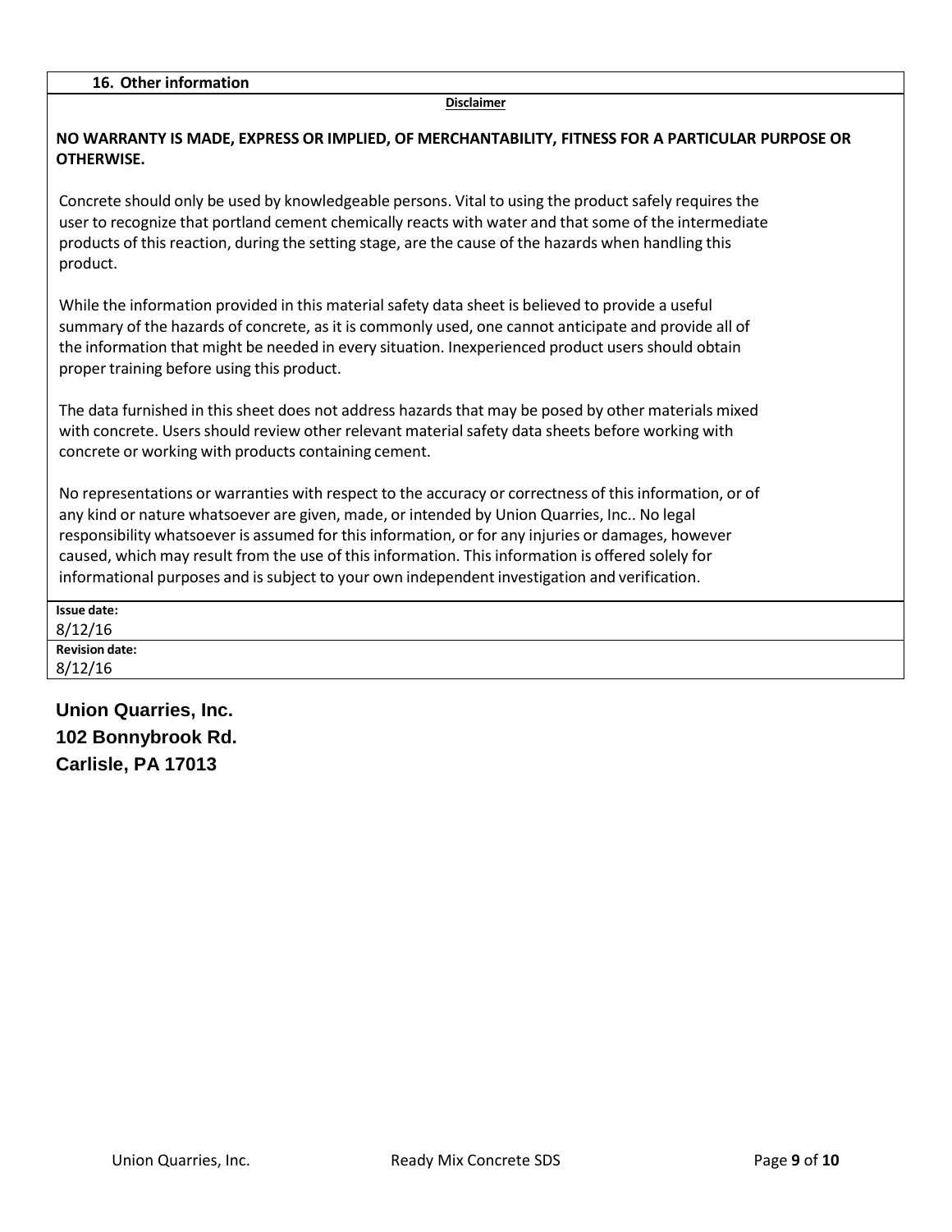## 16. Other information

**Disclaimer**

**NO WARRANTY IS MADE, EXPRESS OR IMPLIED, OF MERCHANTABILITY, FITNESS FOR A PARTICULAR PURPOSE OR OTHERWISE.**

Concrete should only be used by knowledgeable persons. Vital to using the product safely requires the user to recognize that portland cement chemically reacts with water and that some of the intermediate products of this reaction, during the setting stage, are the cause of the hazards when handling this product.

While the information provided in this material safety data sheet is believed to provide a useful summary of the hazards of concrete, as it is commonly used, one cannot anticipate and provide all of the information that might be needed in every situation. Inexperienced product users should obtain proper training before using this product.

The data furnished in this sheet does not address hazards that may be posed by other materials mixed with concrete. Users should review other relevant material safety data sheets before working with concrete or working with products containing cement.

No representations or warranties with respect to the accuracy or correctness of this information, or of any kind or nature whatsoever are given, made, or intended by Union Quarries, Inc.. No legal responsibility whatsoever is assumed for this information, or for any injuries or damages, however caused, which may result from the use of this information. This information is offered solely for informational purposes and is subject to your own independent investigation and verification.

**Issue date:**
8/12/16

**Revision date:**
8/12/16

**Union Quarries, Inc.**
**102 Bonnybrook Rd.**
**Carlisle, PA 17013**